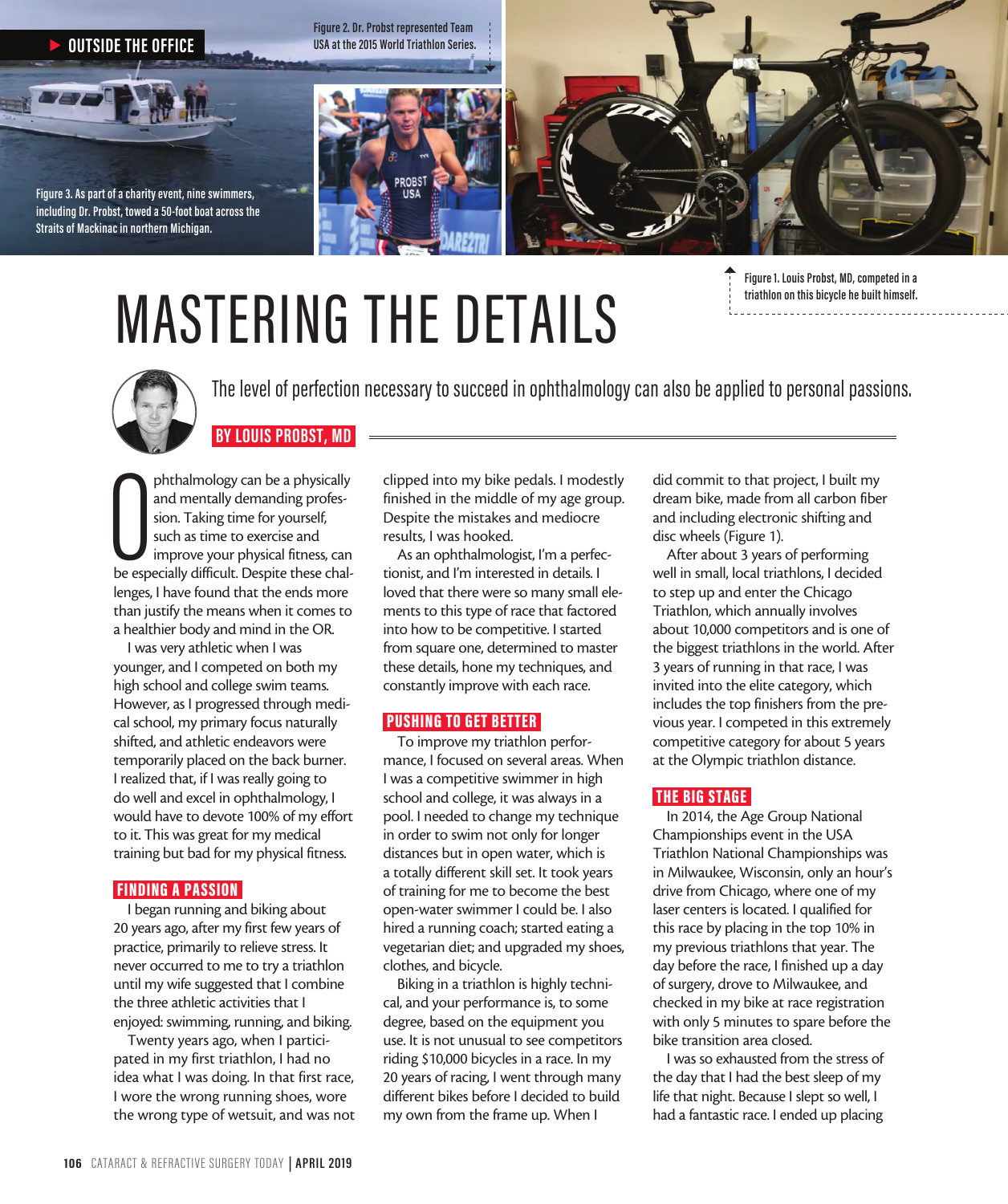OUTSIDE THE OFFICE

Figure 3. As part of a charity event, nine swimmers, including Dr. Probst, towed a 50-foot boat across the Straits of Mackinac in northern Michigan.

Figure 2. Dr. Probst represented Team USA at the 2015 World Triathlon Series.

Figure 1. Louis Probst, MD, competed in a triathlon on this bicycle he built himself.

# MASTERING THE DETAILS

The level of perfection necessary to succeed in ophthalmology can also be applied to personal passions.

**BY LOUIS PROBST, MD**

Ophthalmology can be a physically and mentally demanding profession. Taking time for yourself, such as time to exercise and improve your physical fitness, can be especially difficult. Despite these challenges, I have found that the ends more than justify the means when it comes to a healthier body and mind in the OR.

I was very athletic when I was younger, and I competed on both my high school and college swim teams. However, as I progressed through medical school, my primary focus naturally shifted, and athletic endeavors were temporarily placed on the back burner. I realized that, if I was really going to do well and excel in ophthalmology, I would have to devote 100% of my effort to it. This was great for my medical training but bad for my physical fitness.

## FINDING A PASSION

I began running and biking about 20 years ago, after my first few years of practice, primarily to relieve stress. It never occurred to me to try a triathlon until my wife suggested that I combine the three athletic activities that I enjoyed: swimming, running, and biking.

Twenty years ago, when I participated in my first triathlon, I had no idea what I was doing. In that first race, I wore the wrong running shoes, wore the wrong type of wetsuit, and was not clipped into my bike pedals. I modestly finished in the middle of my age group. Despite the mistakes and mediocre results, I was hooked.

As an ophthalmologist, I'm a perfectionist, and I'm interested in details. I loved that there were so many small elements to this type of race that factored into how to be competitive. I started from square one, determined to master these details, hone my techniques, and constantly improve with each race.

## PUSHING TO GET BETTER

To improve my triathlon performance, I focused on several areas. When I was a competitive swimmer in high school and college, it was always in a pool. I needed to change my technique in order to swim not only for longer distances but in open water, which is a totally different skill set. It took years of training for me to become the best open-water swimmer I could be. I also hired a running coach; started eating a vegetarian diet; and upgraded my shoes, clothes, and bicycle.

Biking in a triathlon is highly technical, and your performance is, to some degree, based on the equipment you use. It is not unusual to see competitors riding $10,000 bicycles in a race. In my 20 years of racing, I went through many different bikes before I decided to build my own from the frame up. When I did commit to that project, I built my dream bike, made from all carbon fiber and including electronic shifting and disc wheels (Figure 1).

After about 3 years of performing well in small, local triathlons, I decided to step up and enter the Chicago Triathlon, which annually involves about 10,000 competitors and is one of the biggest triathlons in the world. After 3 years of running in that race, I was invited into the elite category, which includes the top finishers from the previous year. I competed in this extremely competitive category for about 5 years at the Olympic triathlon distance.

## THE BIG STAGE

In 2014, the Age Group National Championships event in the USA Triathlon National Championships was in Milwaukee, Wisconsin, only an hour's drive from Chicago, where one of my laser centers is located. I qualified for this race by placing in the top 10% in my previous triathlons that year. The day before the race, I finished up a day of surgery, drove to Milwaukee, and checked in my bike at race registration with only 5 minutes to spare before the bike transition area closed.

I was so exhausted from the stress of the day that I had the best sleep of my life that night. Because I slept so well, I had a fantastic race. I ended up placing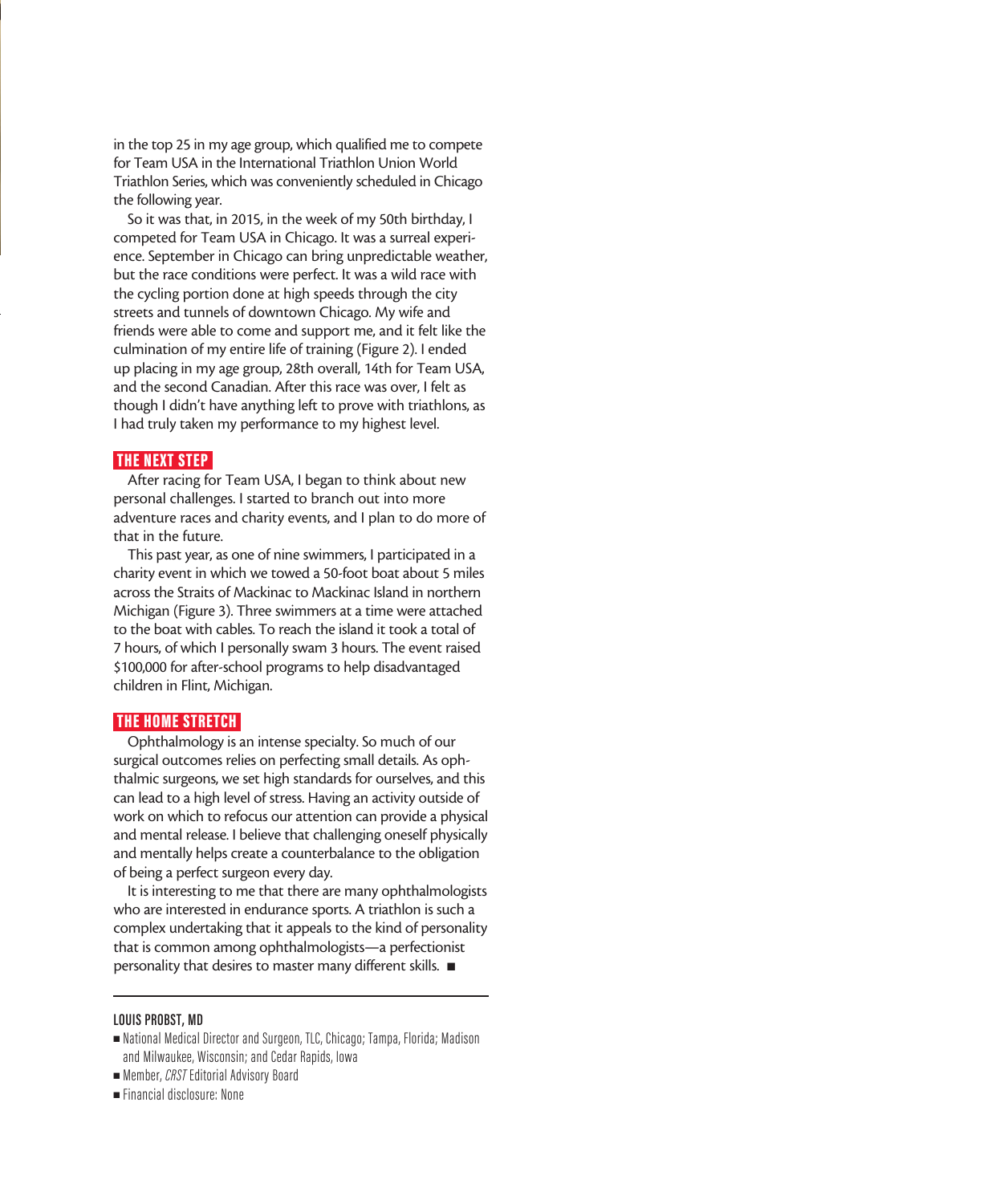in the top 25 in my age group, which qualified me to compete for Team USA in the International Triathlon Union World Triathlon Series, which was conveniently scheduled in Chicago the following year.

So it was that, in 2015, in the week of my 50th birthday, I competed for Team USA in Chicago. It was a surreal experience. September in Chicago can bring unpredictable weather, but the race conditions were perfect. It was a wild race with the cycling portion done at high speeds through the city streets and tunnels of downtown Chicago. My wife and friends were able to come and support me, and it felt like the culmination of my entire life of training (Figure 2). I ended up placing in my age group, 28th overall, 14th for Team USA, and the second Canadian. After this race was over, I felt as though I didn't have anything left to prove with triathlons, as I had truly taken my performance to my highest level.

## THE NEXT STEP

After racing for Team USA, I began to think about new personal challenges. I started to branch out into more adventure races and charity events, and I plan to do more of that in the future.

This past year, as one of nine swimmers, I participated in a charity event in which we towed a 50-foot boat about 5 miles across the Straits of Mackinac to Mackinac Island in northern Michigan (Figure 3). Three swimmers at a time were attached to the boat with cables. To reach the island it took a total of 7 hours, of which I personally swam 3 hours. The event raised $100,000 for after-school programs to help disadvantaged children in Flint, Michigan.

## THE HOME STRETCH

Ophthalmology is an intense specialty. So much of our surgical outcomes relies on perfecting small details. As ophthalmic surgeons, we set high standards for ourselves, and this can lead to a high level of stress. Having an activity outside of work on which to refocus our attention can provide a physical and mental release. I believe that challenging oneself physically and mentally helps create a counterbalance to the obligation of being a perfect surgeon every day.

It is interesting to me that there are many ophthalmologists who are interested in endurance sports. A triathlon is such a complex undertaking that it appeals to the kind of personality that is common among ophthalmologists—a perfectionist personality that desires to master many different skills. ■

---

**LOUIS PROBST, MD**

- National Medical Director and Surgeon, TLC, Chicago; Tampa, Florida; Madison and Milwaukee, Wisconsin; and Cedar Rapids, Iowa
- Member, *CRST* Editorial Advisory Board
- Financial disclosure: None